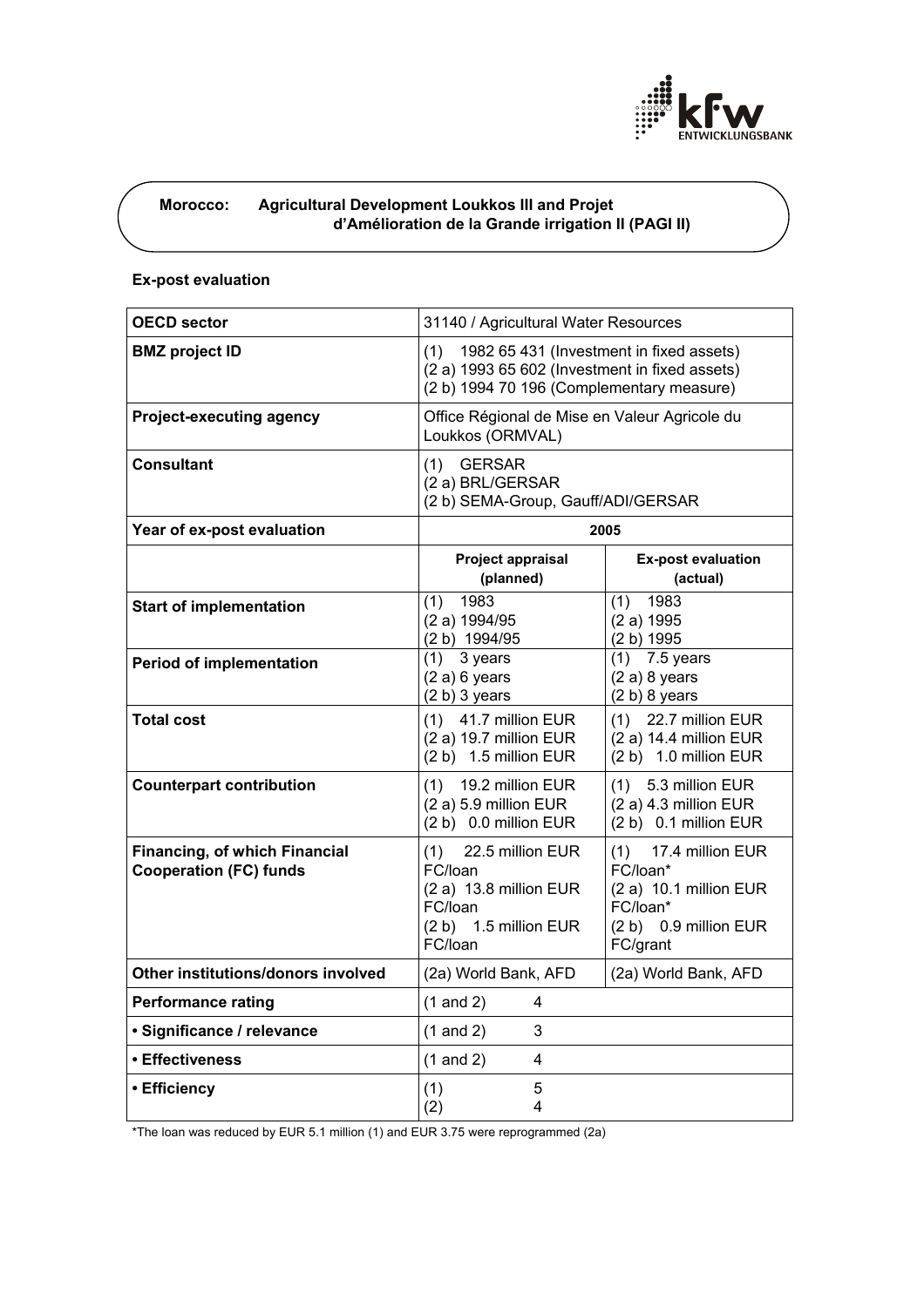# Morocco: Agricultural Development Loukkos III and Projet d'Amélioration de la Grande irrigation II (PAGI II)

## Ex-post evaluation

| OECD sector | 31140 / Agricultural Water Resources | |
|---|---|---|
| BMZ project ID | (1) 1982 65 431 (Investment in fixed assets)<br>(2 a) 1993 65 602 (Investment in fixed assets)<br>(2 b) 1994 70 196 (Complementary measure) | |
| Project-executing agency | Office Régional de Mise en Valeur Agricole du Loukkos (ORMVAL) | |
| Consultant | (1) GERSAR<br>(2 a) BRL/GERSAR<br>(2 b) SEMA-Group, Gauff/ADI/GERSAR | |
| Year of ex-post evaluation | 2005 | |
| | **Project appraisal (planned)** | **Ex-post evaluation (actual)** |
| Start of implementation | (1) 1983<br>(2 a) 1994/95<br>(2 b) 1994/95 | (1) 1983<br>(2 a) 1995<br>(2 b) 1995 |
| Period of implementation | (1) 3 years<br>(2 a) 6 years<br>(2 b) 3 years | (1) 7.5 years<br>(2 a) 8 years<br>(2 b) 8 years |
| Total cost | (1) 41.7 million EUR<br>(2 a) 19.7 million EUR<br>(2 b) 1.5 million EUR | (1) 22.7 million EUR<br>(2 a) 14.4 million EUR<br>(2 b) 1.0 million EUR |
| Counterpart contribution | (1) 19.2 million EUR<br>(2 a) 5.9 million EUR<br>(2 b) 0.0 million EUR | (1) 5.3 million EUR<br>(2 a) 4.3 million EUR<br>(2 b) 0.1 million EUR |
| Financing, of which Financial Cooperation (FC) funds | (1) 22.5 million EUR FC/loan<br>(2 a) 13.8 million EUR FC/loan<br>(2 b) 1.5 million EUR FC/loan | (1) 17.4 million EUR FC/loan*<br>(2 a) 10.1 million EUR FC/loan*<br>(2 b) 0.9 million EUR FC/grant |
| Other institutions/donors involved | (2a) World Bank, AFD | (2a) World Bank, AFD |
| Performance rating | (1 and 2) 4 | |
| • Significance / relevance | (1 and 2) 3 | |
| • Effectiveness | (1 and 2) 4 | |
| • Efficiency | (1) 5<br>(2) 4 | |

*The loan was reduced by EUR 5.1 million (1) and EUR 3.75 were reprogrammed (2a)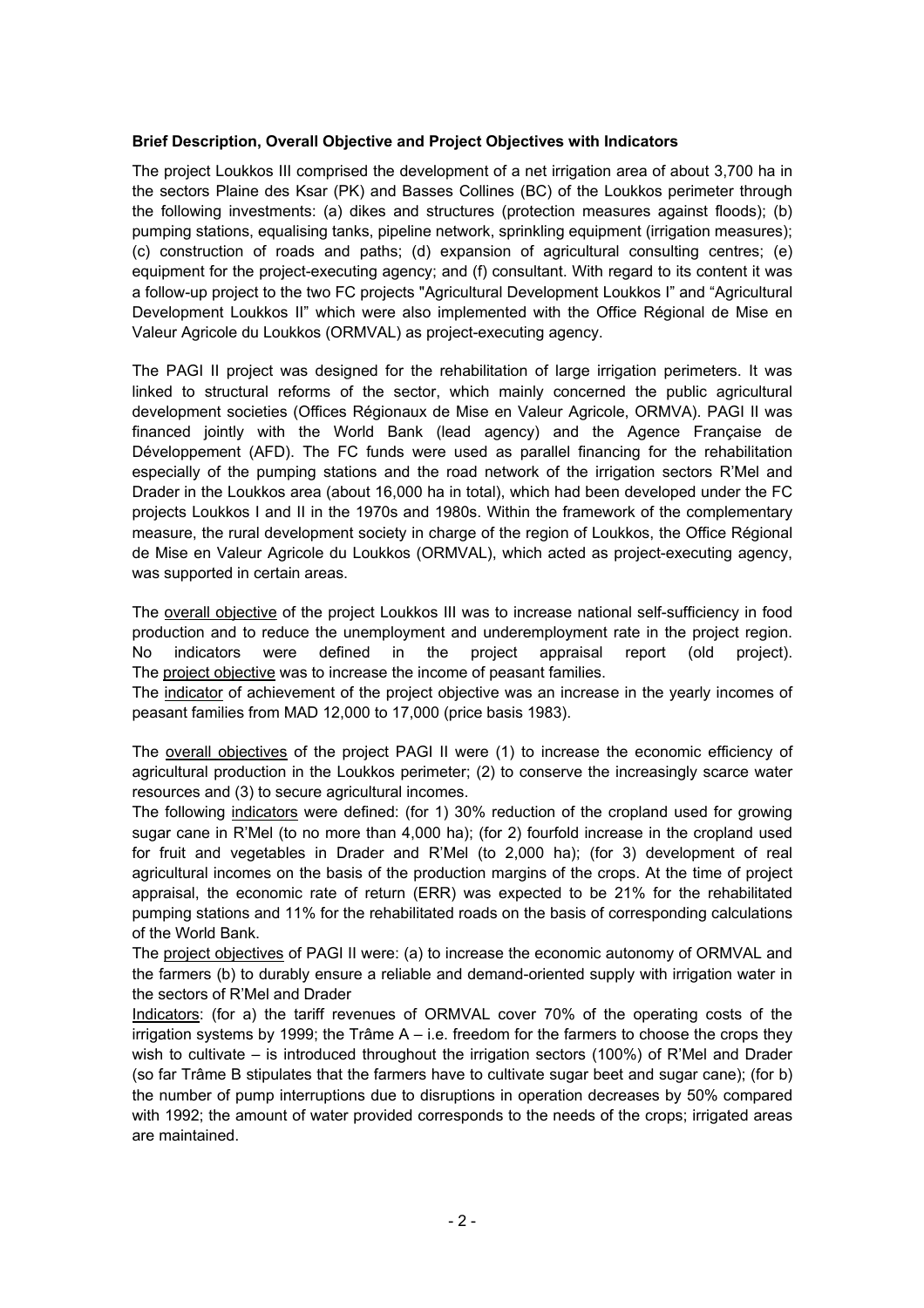**Brief Description, Overall Objective and Project Objectives with Indicators**

The project Loukkos III comprised the development of a net irrigation area of about 3,700 ha in the sectors Plaine des Ksar (PK) and Basses Collines (BC) of the Loukkos perimeter through the following investments: (a) dikes and structures (protection measures against floods); (b) pumping stations, equalising tanks, pipeline network, sprinkling equipment (irrigation measures); (c) construction of roads and paths; (d) expansion of agricultural consulting centres; (e) equipment for the project-executing agency; and (f) consultant. With regard to its content it was a follow-up project to the two FC projects "Agricultural Development Loukkos I" and "Agricultural Development Loukkos II" which were also implemented with the Office Régional de Mise en Valeur Agricole du Loukkos (ORMVAL) as project-executing agency.

The PAGI II project was designed for the rehabilitation of large irrigation perimeters. It was linked to structural reforms of the sector, which mainly concerned the public agricultural development societies (Offices Régionaux de Mise en Valeur Agricole, ORMVA). PAGI II was financed jointly with the World Bank (lead agency) and the Agence Française de Développement (AFD). The FC funds were used as parallel financing for the rehabilitation especially of the pumping stations and the road network of the irrigation sectors R'Mel and Drader in the Loukkos area (about 16,000 ha in total), which had been developed under the FC projects Loukkos I and II in the 1970s and 1980s. Within the framework of the complementary measure, the rural development society in charge of the region of Loukkos, the Office Régional de Mise en Valeur Agricole du Loukkos (ORMVAL), which acted as project-executing agency, was supported in certain areas.

The overall objective of the project Loukkos III was to increase national self-sufficiency in food production and to reduce the unemployment and underemployment rate in the project region. No indicators were defined in the project appraisal report (old project). The project objective was to increase the income of peasant families.

The indicator of achievement of the project objective was an increase in the yearly incomes of peasant families from MAD 12,000 to 17,000 (price basis 1983).

The overall objectives of the project PAGI II were (1) to increase the economic efficiency of agricultural production in the Loukkos perimeter; (2) to conserve the increasingly scarce water resources and (3) to secure agricultural incomes.

The following indicators were defined: (for 1) 30% reduction of the cropland used for growing sugar cane in R'Mel (to no more than 4,000 ha); (for 2) fourfold increase in the cropland used for fruit and vegetables in Drader and R'Mel (to 2,000 ha); (for 3) development of real agricultural incomes on the basis of the production margins of the crops. At the time of project appraisal, the economic rate of return (ERR) was expected to be 21% for the rehabilitated pumping stations and 11% for the rehabilitated roads on the basis of corresponding calculations of the World Bank.

The project objectives of PAGI II were: (a) to increase the economic autonomy of ORMVAL and the farmers (b) to durably ensure a reliable and demand-oriented supply with irrigation water in the sectors of R'Mel and Drader

Indicators: (for a) the tariff revenues of ORMVAL cover 70% of the operating costs of the irrigation systems by 1999; the Trâme A – i.e. freedom for the farmers to choose the crops they wish to cultivate – is introduced throughout the irrigation sectors (100%) of R'Mel and Drader (so far Trâme B stipulates that the farmers have to cultivate sugar beet and sugar cane); (for b) the number of pump interruptions due to disruptions in operation decreases by 50% compared with 1992; the amount of water provided corresponds to the needs of the crops; irrigated areas are maintained.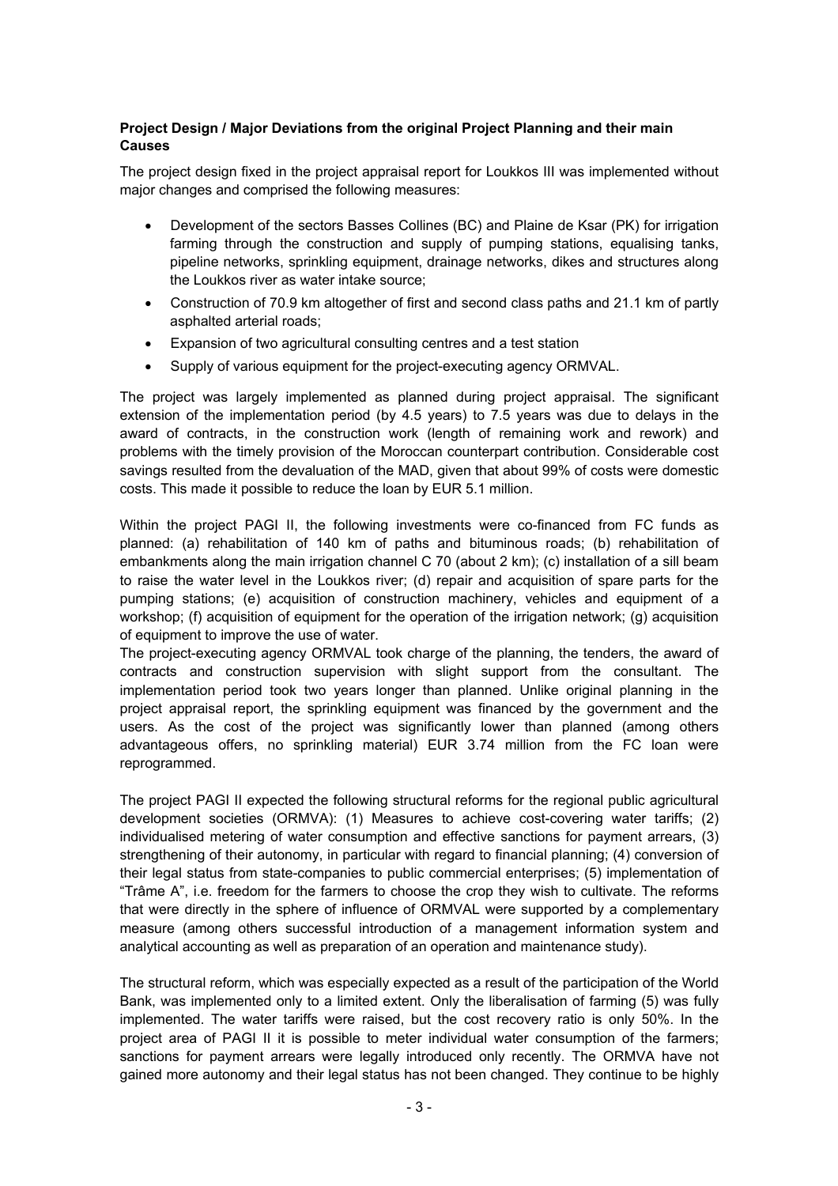**Project Design / Major Deviations from the original Project Planning and their main Causes**

The project design fixed in the project appraisal report for Loukkos III was implemented without major changes and comprised the following measures:

- Development of the sectors Basses Collines (BC) and Plaine de Ksar (PK) for irrigation farming through the construction and supply of pumping stations, equalising tanks, pipeline networks, sprinkling equipment, drainage networks, dikes and structures along the Loukkos river as water intake source;
- Construction of 70.9 km altogether of first and second class paths and 21.1 km of partly asphalted arterial roads;
- Expansion of two agricultural consulting centres and a test station
- Supply of various equipment for the project-executing agency ORMVAL.

The project was largely implemented as planned during project appraisal. The significant extension of the implementation period (by 4.5 years) to 7.5 years was due to delays in the award of contracts, in the construction work (length of remaining work and rework) and problems with the timely provision of the Moroccan counterpart contribution. Considerable cost savings resulted from the devaluation of the MAD, given that about 99% of costs were domestic costs. This made it possible to reduce the loan by EUR 5.1 million.

Within the project PAGI II, the following investments were co-financed from FC funds as planned: (a) rehabilitation of 140 km of paths and bituminous roads; (b) rehabilitation of embankments along the main irrigation channel C 70 (about 2 km); (c) installation of a sill beam to raise the water level in the Loukkos river; (d) repair and acquisition of spare parts for the pumping stations; (e) acquisition of construction machinery, vehicles and equipment of a workshop; (f) acquisition of equipment for the operation of the irrigation network; (g) acquisition of equipment to improve the use of water.
The project-executing agency ORMVAL took charge of the planning, the tenders, the award of contracts and construction supervision with slight support from the consultant. The implementation period took two years longer than planned. Unlike original planning in the project appraisal report, the sprinkling equipment was financed by the government and the users. As the cost of the project was significantly lower than planned (among others advantageous offers, no sprinkling material) EUR 3.74 million from the FC loan were reprogrammed.

The project PAGI II expected the following structural reforms for the regional public agricultural development societies (ORMVA): (1) Measures to achieve cost-covering water tariffs; (2) individualised metering of water consumption and effective sanctions for payment arrears, (3) strengthening of their autonomy, in particular with regard to financial planning; (4) conversion of their legal status from state-companies to public commercial enterprises; (5) implementation of "Trâme A", i.e. freedom for the farmers to choose the crop they wish to cultivate. The reforms that were directly in the sphere of influence of ORMVAL were supported by a complementary measure (among others successful introduction of a management information system and analytical accounting as well as preparation of an operation and maintenance study).

The structural reform, which was especially expected as a result of the participation of the World Bank, was implemented only to a limited extent. Only the liberalisation of farming (5) was fully implemented. The water tariffs were raised, but the cost recovery ratio is only 50%. In the project area of PAGI II it is possible to meter individual water consumption of the farmers; sanctions for payment arrears were legally introduced only recently. The ORMVA have not gained more autonomy and their legal status has not been changed. They continue to be highly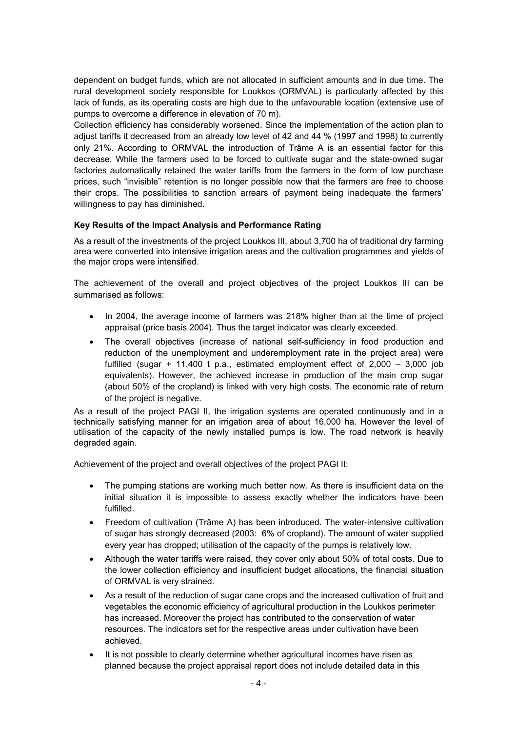dependent on budget funds, which are not allocated in sufficient amounts and in due time. The rural development society responsible for Loukkos (ORMVAL) is particularly affected by this lack of funds, as its operating costs are high due to the unfavourable location (extensive use of pumps to overcome a difference in elevation of 70 m).

Collection efficiency has considerably worsened. Since the implementation of the action plan to adjust tariffs it decreased from an already low level of 42 and 44 % (1997 and 1998) to currently only 21%. According to ORMVAL the introduction of Trâme A is an essential factor for this decrease. While the farmers used to be forced to cultivate sugar and the state-owned sugar factories automatically retained the water tariffs from the farmers in the form of low purchase prices, such "invisible" retention is no longer possible now that the farmers are free to choose their crops. The possibilities to sanction arrears of payment being inadequate the farmers' willingness to pay has diminished.

**Key Results of the Impact Analysis and Performance Rating**

As a result of the investments of the project Loukkos III, about 3,700 ha of traditional dry farming area were converted into intensive irrigation areas and the cultivation programmes and yields of the major crops were intensified.

The achievement of the overall and project objectives of the project Loukkos III can be summarised as follows:

- In 2004, the average income of farmers was 218% higher than at the time of project appraisal (price basis 2004). Thus the target indicator was clearly exceeded.
- The overall objectives (increase of national self-sufficiency in food production and reduction of the unemployment and underemployment rate in the project area) were fulfilled (sugar + 11,400 t p.a., estimated employment effect of 2,000 – 3,000 job equivalents). However, the achieved increase in production of the main crop sugar (about 50% of the cropland) is linked with very high costs. The economic rate of return of the project is negative.

As a result of the project PAGI II, the irrigation systems are operated continuously and in a technically satisfying manner for an irrigation area of about 16,000 ha. However the level of utilisation of the capacity of the newly installed pumps is low. The road network is heavily degraded again.

Achievement of the project and overall objectives of the project PAGI II:

- The pumping stations are working much better now. As there is insufficient data on the initial situation it is impossible to assess exactly whether the indicators have been fulfilled.
- Freedom of cultivation (Trâme A) has been introduced. The water-intensive cultivation of sugar has strongly decreased (2003: 6% of cropland). The amount of water supplied every year has dropped; utilisation of the capacity of the pumps is relatively low.
- Although the water tariffs were raised, they cover only about 50% of total costs. Due to the lower collection efficiency and insufficient budget allocations, the financial situation of ORMVAL is very strained.
- As a result of the reduction of sugar cane crops and the increased cultivation of fruit and vegetables the economic efficiency of agricultural production in the Loukkos perimeter has increased. Moreover the project has contributed to the conservation of water resources. The indicators set for the respective areas under cultivation have been achieved.
- It is not possible to clearly determine whether agricultural incomes have risen as planned because the project appraisal report does not include detailed data in this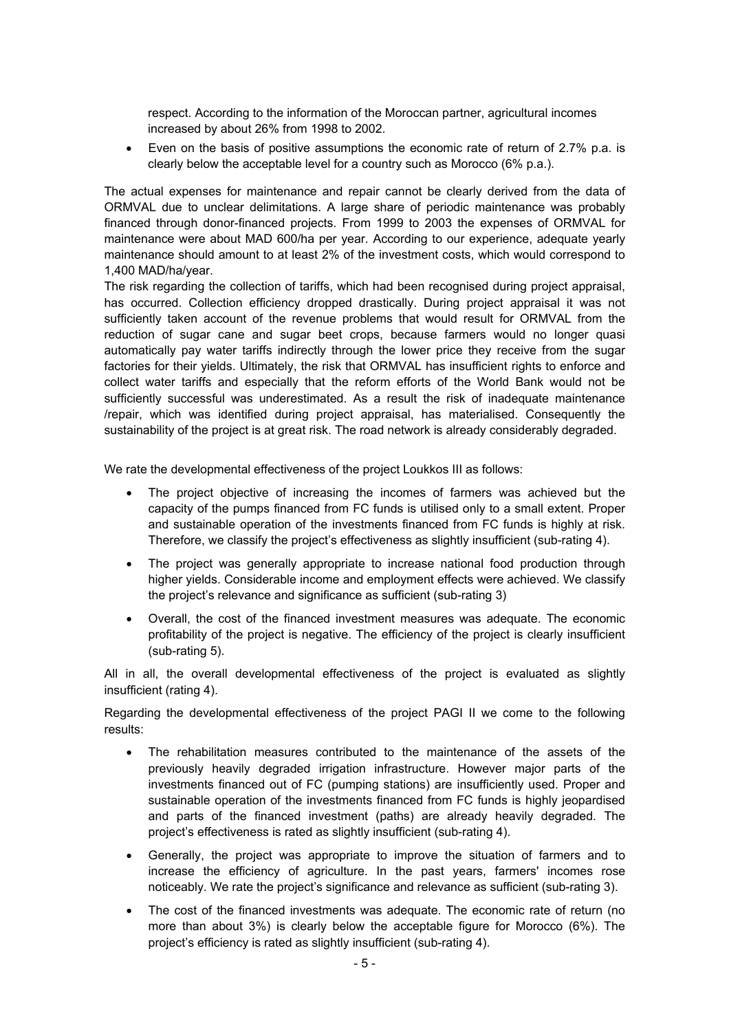respect. According to the information of the Moroccan partner, agricultural incomes increased by about 26% from 1998 to 2002.

- Even on the basis of positive assumptions the economic rate of return of 2.7% p.a. is clearly below the acceptable level for a country such as Morocco (6% p.a.).

The actual expenses for maintenance and repair cannot be clearly derived from the data of ORMVAL due to unclear delimitations. A large share of periodic maintenance was probably financed through donor-financed projects. From 1999 to 2003 the expenses of ORMVAL for maintenance were about MAD 600/ha per year. According to our experience, adequate yearly maintenance should amount to at least 2% of the investment costs, which would correspond to 1,400 MAD/ha/year.

The risk regarding the collection of tariffs, which had been recognised during project appraisal, has occurred. Collection efficiency dropped drastically. During project appraisal it was not sufficiently taken account of the revenue problems that would result for ORMVAL from the reduction of sugar cane and sugar beet crops, because farmers would no longer quasi automatically pay water tariffs indirectly through the lower price they receive from the sugar factories for their yields. Ultimately, the risk that ORMVAL has insufficient rights to enforce and collect water tariffs and especially that the reform efforts of the World Bank would not be sufficiently successful was underestimated. As a result the risk of inadequate maintenance /repair, which was identified during project appraisal, has materialised. Consequently the sustainability of the project is at great risk. The road network is already considerably degraded.

We rate the developmental effectiveness of the project Loukkos III as follows:

- The project objective of increasing the incomes of farmers was achieved but the capacity of the pumps financed from FC funds is utilised only to a small extent. Proper and sustainable operation of the investments financed from FC funds is highly at risk. Therefore, we classify the project's effectiveness as slightly insufficient (sub-rating 4).
- The project was generally appropriate to increase national food production through higher yields. Considerable income and employment effects were achieved. We classify the project's relevance and significance as sufficient (sub-rating 3)
- Overall, the cost of the financed investment measures was adequate. The economic profitability of the project is negative. The efficiency of the project is clearly insufficient (sub-rating 5).

All in all, the overall developmental effectiveness of the project is evaluated as slightly insufficient (rating 4).

Regarding the developmental effectiveness of the project PAGI II we come to the following results:

- The rehabilitation measures contributed to the maintenance of the assets of the previously heavily degraded irrigation infrastructure. However major parts of the investments financed out of FC (pumping stations) are insufficiently used. Proper and sustainable operation of the investments financed from FC funds is highly jeopardised and parts of the financed investment (paths) are already heavily degraded. The project's effectiveness is rated as slightly insufficient (sub-rating 4).
- Generally, the project was appropriate to improve the situation of farmers and to increase the efficiency of agriculture. In the past years, farmers' incomes rose noticeably. We rate the project's significance and relevance as sufficient (sub-rating 3).
- The cost of the financed investments was adequate. The economic rate of return (no more than about 3%) is clearly below the acceptable figure for Morocco (6%). The project's efficiency is rated as slightly insufficient (sub-rating 4).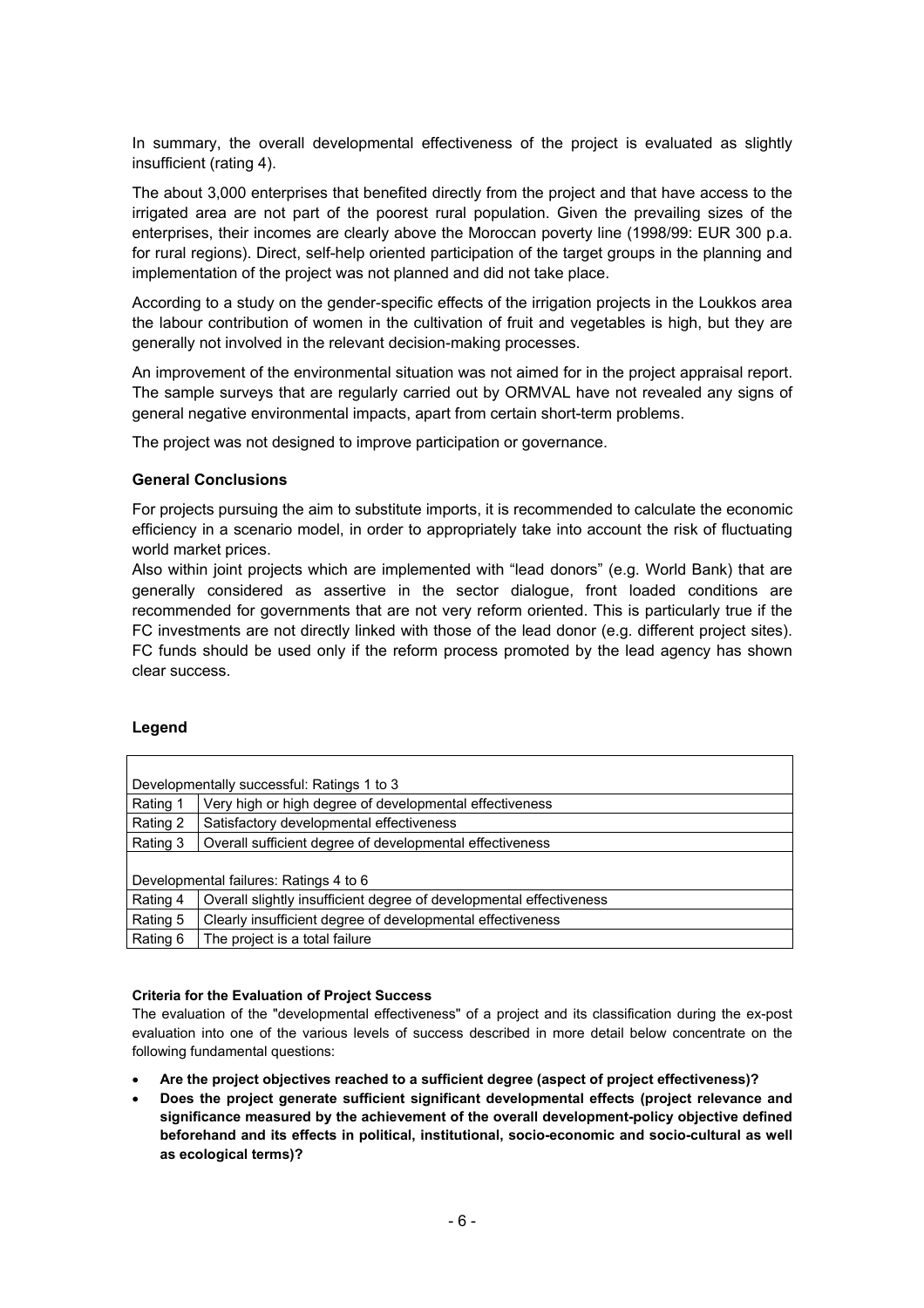In summary, the overall developmental effectiveness of the project is evaluated as slightly insufficient (rating 4).

The about 3,000 enterprises that benefited directly from the project and that have access to the irrigated area are not part of the poorest rural population. Given the prevailing sizes of the enterprises, their incomes are clearly above the Moroccan poverty line (1998/99: EUR 300 p.a. for rural regions). Direct, self-help oriented participation of the target groups in the planning and implementation of the project was not planned and did not take place.

According to a study on the gender-specific effects of the irrigation projects in the Loukkos area the labour contribution of women in the cultivation of fruit and vegetables is high, but they are generally not involved in the relevant decision-making processes.

An improvement of the environmental situation was not aimed for in the project appraisal report. The sample surveys that are regularly carried out by ORMVAL have not revealed any signs of general negative environmental impacts, apart from certain short-term problems.

The project was not designed to improve participation or governance.

**General Conclusions**

For projects pursuing the aim to substitute imports, it is recommended to calculate the economic efficiency in a scenario model, in order to appropriately take into account the risk of fluctuating world market prices.
Also within joint projects which are implemented with "lead donors" (e.g. World Bank) that are generally considered as assertive in the sector dialogue, front loaded conditions are recommended for governments that are not very reform oriented. This is particularly true if the FC investments are not directly linked with those of the lead donor (e.g. different project sites). FC funds should be used only if the reform process promoted by the lead agency has shown clear success.

**Legend**

| Developmentally successful: Ratings 1 to 3 | |
|---|---|
| Rating 1 | Very high or high degree of developmental effectiveness |
| Rating 2 | Satisfactory developmental effectiveness |
| Rating 3 | Overall sufficient degree of developmental effectiveness |
| Developmental failures: Ratings 4 to 6 | |
| Rating 4 | Overall slightly insufficient degree of developmental effectiveness |
| Rating 5 | Clearly insufficient degree of developmental effectiveness |
| Rating 6 | The project is a total failure |

**Criteria for the Evaluation of Project Success**

The evaluation of the "developmental effectiveness" of a project and its classification during the ex-post evaluation into one of the various levels of success described in more detail below concentrate on the following fundamental questions:

- **Are the project objectives reached to a sufficient degree (aspect of project effectiveness)?**
- **Does the project generate sufficient significant developmental effects (project relevance and significance measured by the achievement of the overall development-policy objective defined beforehand and its effects in political, institutional, socio-economic and socio-cultural as well as ecological terms)?**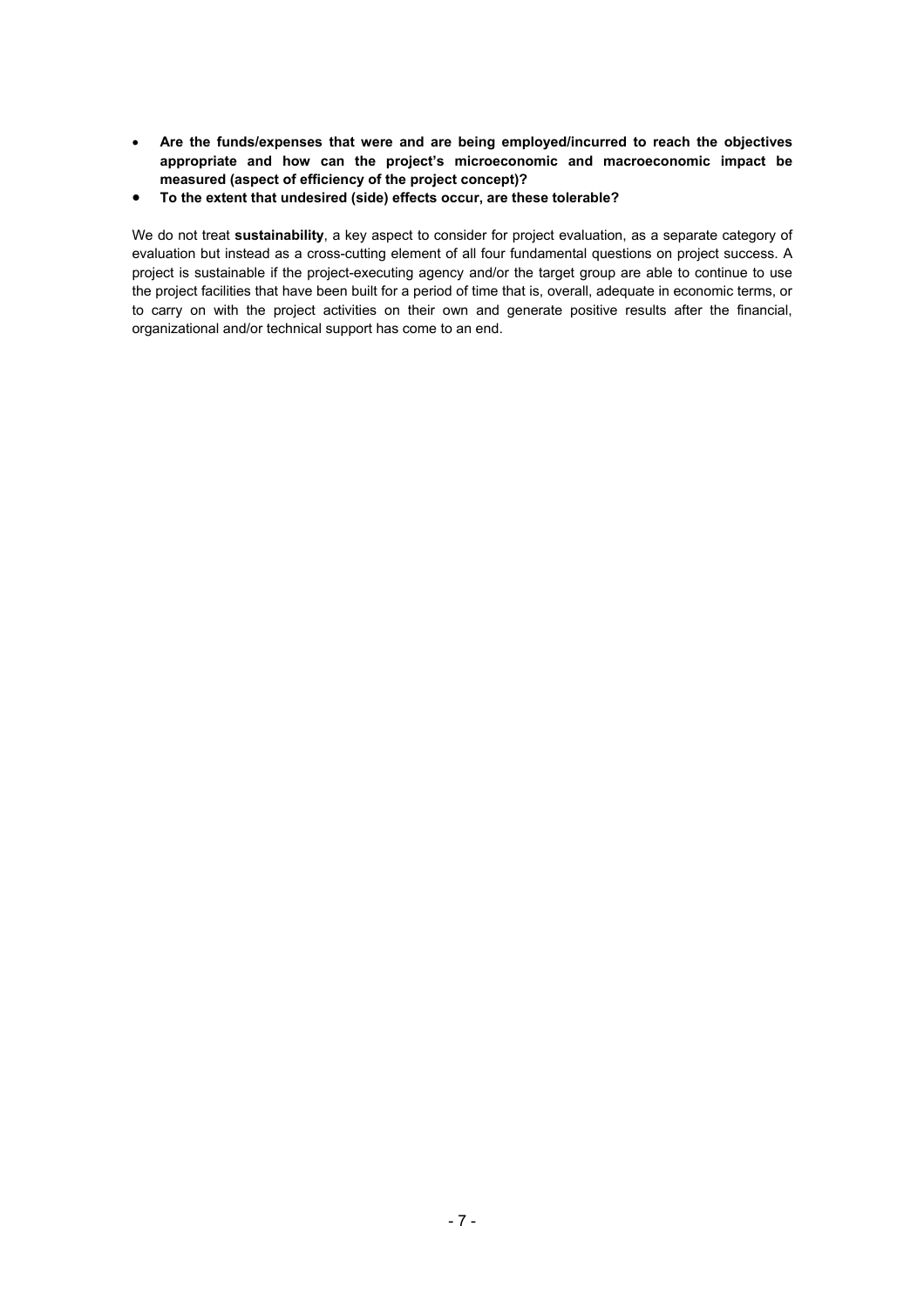- **Are the funds/expenses that were and are being employed/incurred to reach the objectives appropriate and how can the project's microeconomic and macroeconomic impact be measured (aspect of efficiency of the project concept)?**
- **To the extent that undesired (side) effects occur, are these tolerable?**

We do not treat **sustainability**, a key aspect to consider for project evaluation, as a separate category of evaluation but instead as a cross-cutting element of all four fundamental questions on project success. A project is sustainable if the project-executing agency and/or the target group are able to continue to use the project facilities that have been built for a period of time that is, overall, adequate in economic terms, or to carry on with the project activities on their own and generate positive results after the financial, organizational and/or technical support has come to an end.